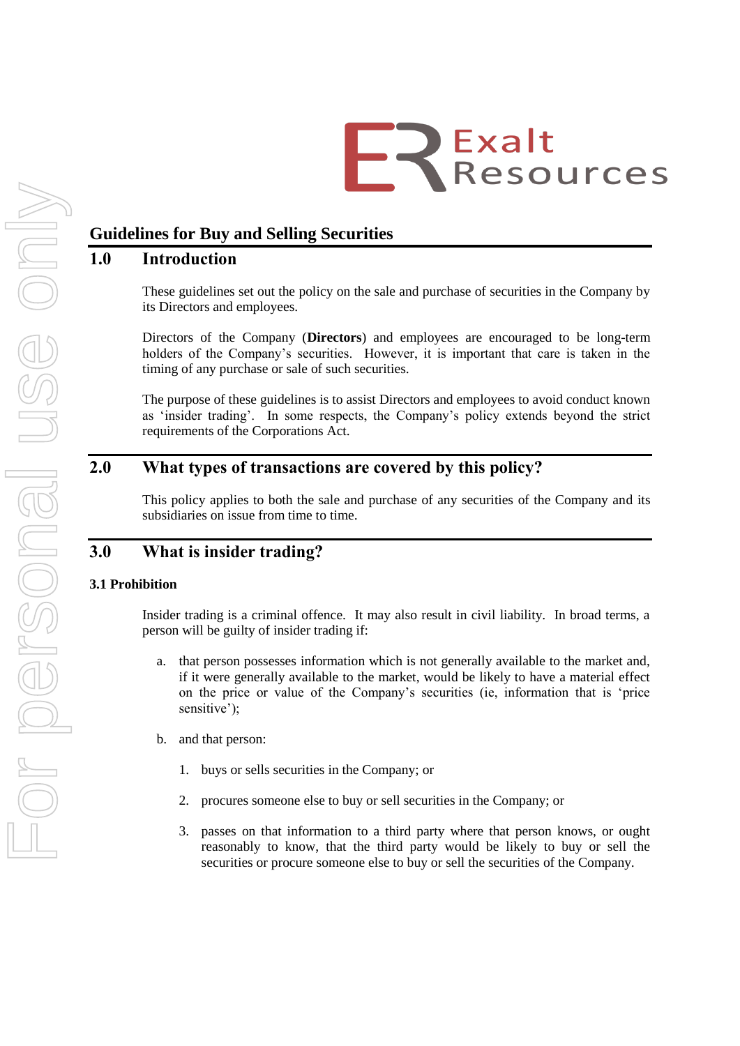Exalt Resources

# Guidelines for Buy and Selling Securities

## 1.0 Introduction

These guidelines set out the policy on the sale and purchase of securities in the Company by its Directors and employees.

Directors of the Company (**Directors**) and employees are encouraged to be long-term holders of the Company's securities. However, it is important that care is taken in the timing of any purchase or sale of such securities.

The purpose of these guidelines is to assist Directors and employees to avoid conduct known as 'insider trading'. In some respects, the Company's policy extends beyond the strict requirements of the Corporations Act.

## 2.0 What types of transactions are covered by this policy?

This policy applies to both the sale and purchase of any securities of the Company and its subsidiaries on issue from time to time.

## 3.0 What is insider trading?

### 3.1 Prohibition

Insider trading is a criminal offence. It may also result in civil liability. In broad terms, a person will be guilty of insider trading if:

a. that person possesses information which is not generally available to the market and, if it were generally available to the market, would be likely to have a material effect on the price or value of the Company's securities (ie, information that is 'price sensitive');

b. and that person:

   1. buys or sells securities in the Company; or

   2. procures someone else to buy or sell securities in the Company; or

   3. passes on that information to a third party where that person knows, or ought reasonably to know, that the third party would be likely to buy or sell the securities or procure someone else to buy or sell the securities of the Company.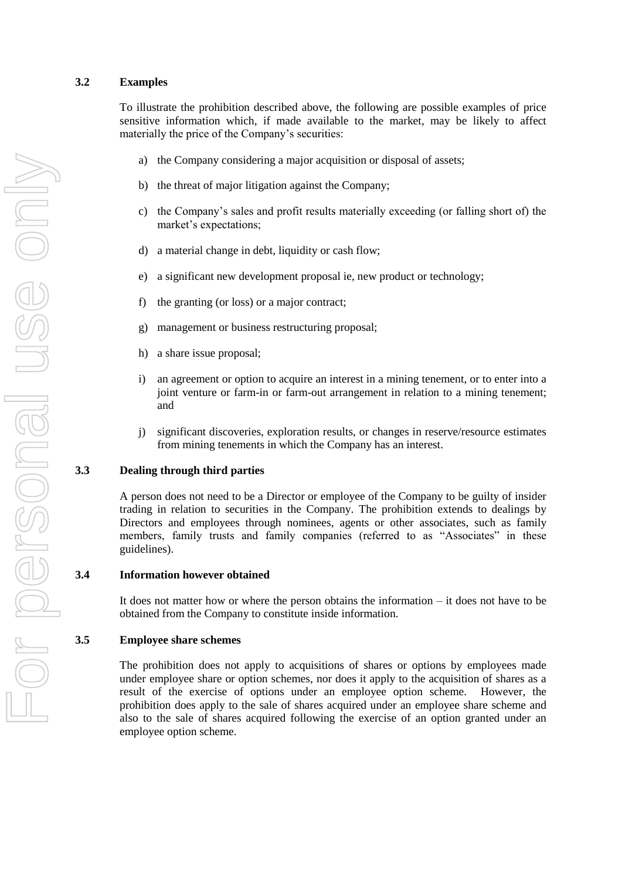### 3.2 Examples

To illustrate the prohibition described above, the following are possible examples of price sensitive information which, if made available to the market, may be likely to affect materially the price of the Company's securities:

a) the Company considering a major acquisition or disposal of assets;

b) the threat of major litigation against the Company;

c) the Company's sales and profit results materially exceeding (or falling short of) the market's expectations;

d) a material change in debt, liquidity or cash flow;

e) a significant new development proposal ie, new product or technology;

f) the granting (or loss) or a major contract;

g) management or business restructuring proposal;

h) a share issue proposal;

i) an agreement or option to acquire an interest in a mining tenement, or to enter into a joint venture or farm-in or farm-out arrangement in relation to a mining tenement; and

j) significant discoveries, exploration results, or changes in reserve/resource estimates from mining tenements in which the Company has an interest.

### 3.3 Dealing through third parties

A person does not need to be a Director or employee of the Company to be guilty of insider trading in relation to securities in the Company. The prohibition extends to dealings by Directors and employees through nominees, agents or other associates, such as family members, family trusts and family companies (referred to as "Associates" in these guidelines).

### 3.4 Information however obtained

It does not matter how or where the person obtains the information – it does not have to be obtained from the Company to constitute inside information.

### 3.5 Employee share schemes

The prohibition does not apply to acquisitions of shares or options by employees made under employee share or option schemes, nor does it apply to the acquisition of shares as a result of the exercise of options under an employee option scheme. However, the prohibition does apply to the sale of shares acquired under an employee share scheme and also to the sale of shares acquired following the exercise of an option granted under an employee option scheme.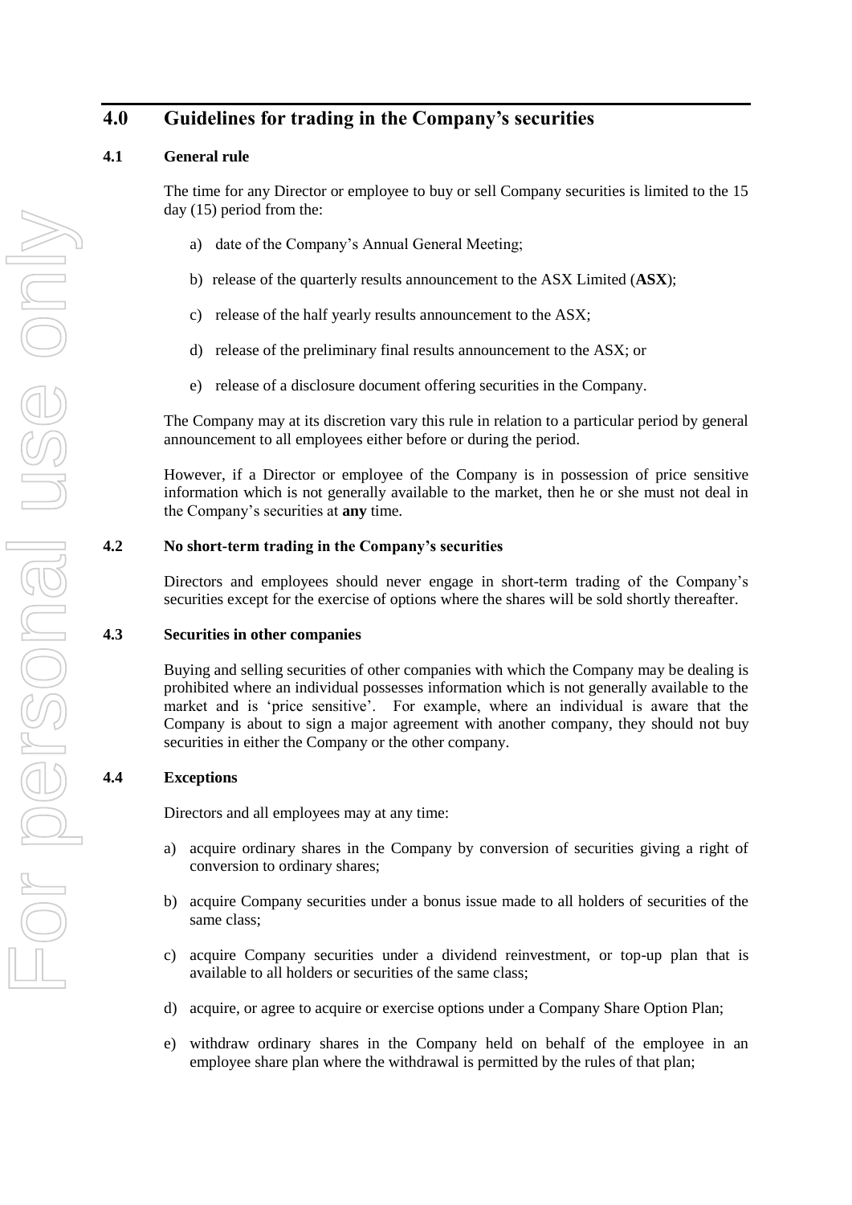## 4.0 Guidelines for trading in the Company's securities

### 4.1 General rule

The time for any Director or employee to buy or sell Company securities is limited to the 15 day (15) period from the:

a) date of the Company's Annual General Meeting;

b) release of the quarterly results announcement to the ASX Limited (**ASX**);

c) release of the half yearly results announcement to the ASX;

d) release of the preliminary final results announcement to the ASX; or

e) release of a disclosure document offering securities in the Company.

The Company may at its discretion vary this rule in relation to a particular period by general announcement to all employees either before or during the period.

However, if a Director or employee of the Company is in possession of price sensitive information which is not generally available to the market, then he or she must not deal in the Company's securities at **any** time.

### 4.2 No short-term trading in the Company's securities

Directors and employees should never engage in short-term trading of the Company's securities except for the exercise of options where the shares will be sold shortly thereafter.

### 4.3 Securities in other companies

Buying and selling securities of other companies with which the Company may be dealing is prohibited where an individual possesses information which is not generally available to the market and is 'price sensitive'. For example, where an individual is aware that the Company is about to sign a major agreement with another company, they should not buy securities in either the Company or the other company.

### 4.4 Exceptions

Directors and all employees may at any time:

a) acquire ordinary shares in the Company by conversion of securities giving a right of conversion to ordinary shares;

b) acquire Company securities under a bonus issue made to all holders of securities of the same class;

c) acquire Company securities under a dividend reinvestment, or top-up plan that is available to all holders or securities of the same class;

d) acquire, or agree to acquire or exercise options under a Company Share Option Plan;

e) withdraw ordinary shares in the Company held on behalf of the employee in an employee share plan where the withdrawal is permitted by the rules of that plan;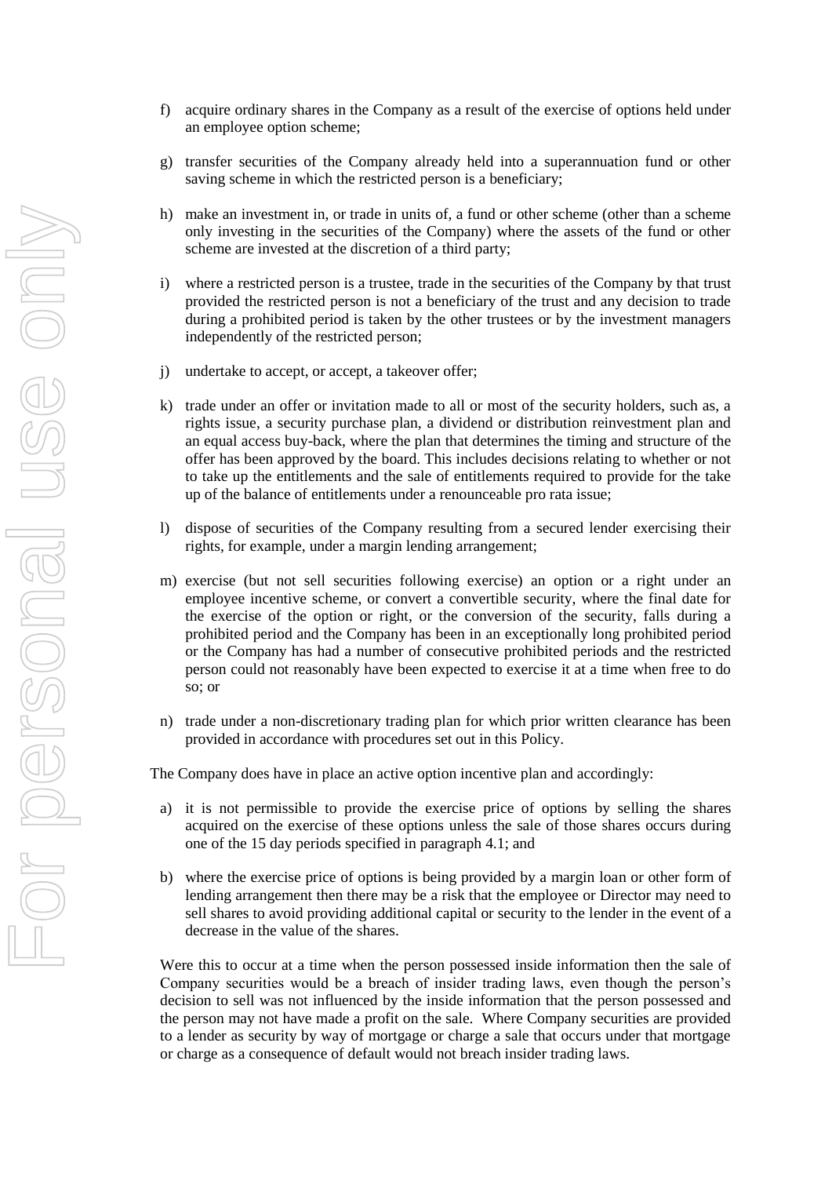f) acquire ordinary shares in the Company as a result of the exercise of options held under an employee option scheme;

g) transfer securities of the Company already held into a superannuation fund or other saving scheme in which the restricted person is a beneficiary;

h) make an investment in, or trade in units of, a fund or other scheme (other than a scheme only investing in the securities of the Company) where the assets of the fund or other scheme are invested at the discretion of a third party;

i) where a restricted person is a trustee, trade in the securities of the Company by that trust provided the restricted person is not a beneficiary of the trust and any decision to trade during a prohibited period is taken by the other trustees or by the investment managers independently of the restricted person;

j) undertake to accept, or accept, a takeover offer;

k) trade under an offer or invitation made to all or most of the security holders, such as, a rights issue, a security purchase plan, a dividend or distribution reinvestment plan and an equal access buy-back, where the plan that determines the timing and structure of the offer has been approved by the board. This includes decisions relating to whether or not to take up the entitlements and the sale of entitlements required to provide for the take up of the balance of entitlements under a renounceable pro rata issue;

l) dispose of securities of the Company resulting from a secured lender exercising their rights, for example, under a margin lending arrangement;

m) exercise (but not sell securities following exercise) an option or a right under an employee incentive scheme, or convert a convertible security, where the final date for the exercise of the option or right, or the conversion of the security, falls during a prohibited period and the Company has been in an exceptionally long prohibited period or the Company has had a number of consecutive prohibited periods and the restricted person could not reasonably have been expected to exercise it at a time when free to do so; or

n) trade under a non-discretionary trading plan for which prior written clearance has been provided in accordance with procedures set out in this Policy.

The Company does have in place an active option incentive plan and accordingly:

a) it is not permissible to provide the exercise price of options by selling the shares acquired on the exercise of these options unless the sale of those shares occurs during one of the 15 day periods specified in paragraph 4.1; and

b) where the exercise price of options is being provided by a margin loan or other form of lending arrangement then there may be a risk that the employee or Director may need to sell shares to avoid providing additional capital or security to the lender in the event of a decrease in the value of the shares.

Were this to occur at a time when the person possessed inside information then the sale of Company securities would be a breach of insider trading laws, even though the person's decision to sell was not influenced by the inside information that the person possessed and the person may not have made a profit on the sale. Where Company securities are provided to a lender as security by way of mortgage or charge a sale that occurs under that mortgage or charge as a consequence of default would not breach insider trading laws.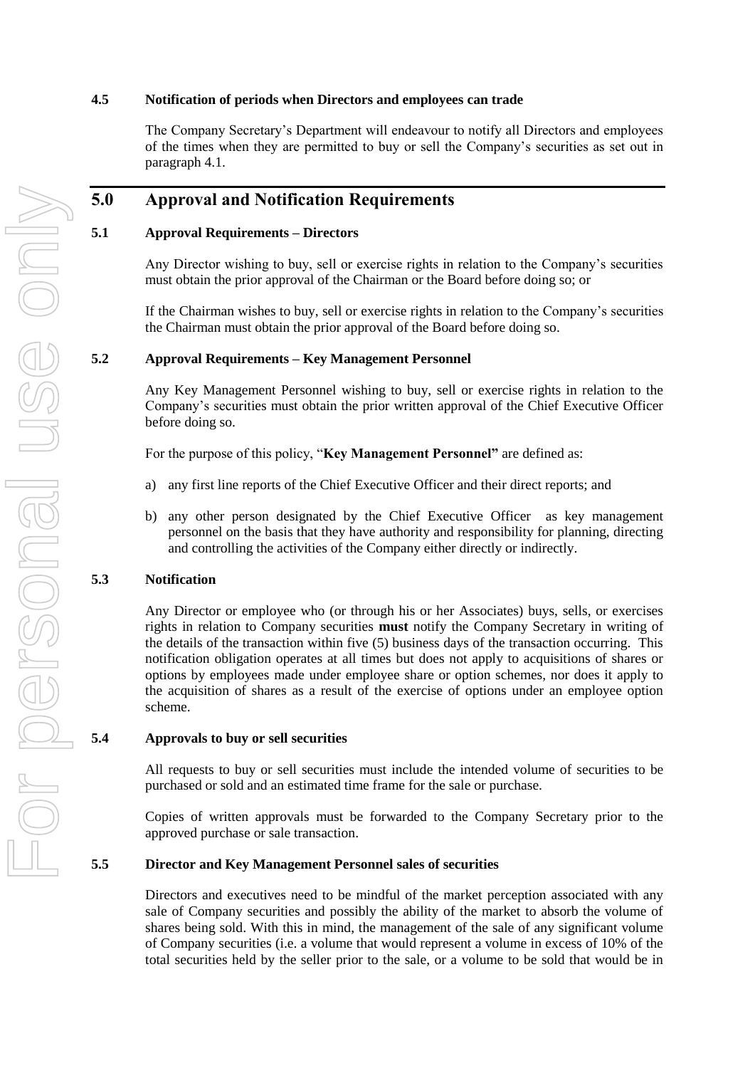### 4.5 Notification of periods when Directors and employees can trade

The Company Secretary's Department will endeavour to notify all Directors and employees of the times when they are permitted to buy or sell the Company's securities as set out in paragraph 4.1.

## 5.0 Approval and Notification Requirements

### 5.1 Approval Requirements – Directors

Any Director wishing to buy, sell or exercise rights in relation to the Company's securities must obtain the prior approval of the Chairman or the Board before doing so; or

If the Chairman wishes to buy, sell or exercise rights in relation to the Company's securities the Chairman must obtain the prior approval of the Board before doing so.

### 5.2 Approval Requirements – Key Management Personnel

Any Key Management Personnel wishing to buy, sell or exercise rights in relation to the Company's securities must obtain the prior written approval of the Chief Executive Officer before doing so.

For the purpose of this policy, "**Key Management Personnel"** are defined as:

a) any first line reports of the Chief Executive Officer and their direct reports; and

b) any other person designated by the Chief Executive Officer as key management personnel on the basis that they have authority and responsibility for planning, directing and controlling the activities of the Company either directly or indirectly.

### 5.3 Notification

Any Director or employee who (or through his or her Associates) buys, sells, or exercises rights in relation to Company securities **must** notify the Company Secretary in writing of the details of the transaction within five (5) business days of the transaction occurring. This notification obligation operates at all times but does not apply to acquisitions of shares or options by employees made under employee share or option schemes, nor does it apply to the acquisition of shares as a result of the exercise of options under an employee option scheme.

### 5.4 Approvals to buy or sell securities

All requests to buy or sell securities must include the intended volume of securities to be purchased or sold and an estimated time frame for the sale or purchase.

Copies of written approvals must be forwarded to the Company Secretary prior to the approved purchase or sale transaction.

### 5.5 Director and Key Management Personnel sales of securities

Directors and executives need to be mindful of the market perception associated with any sale of Company securities and possibly the ability of the market to absorb the volume of shares being sold. With this in mind, the management of the sale of any significant volume of Company securities (i.e. a volume that would represent a volume in excess of 10% of the total securities held by the seller prior to the sale, or a volume to be sold that would be in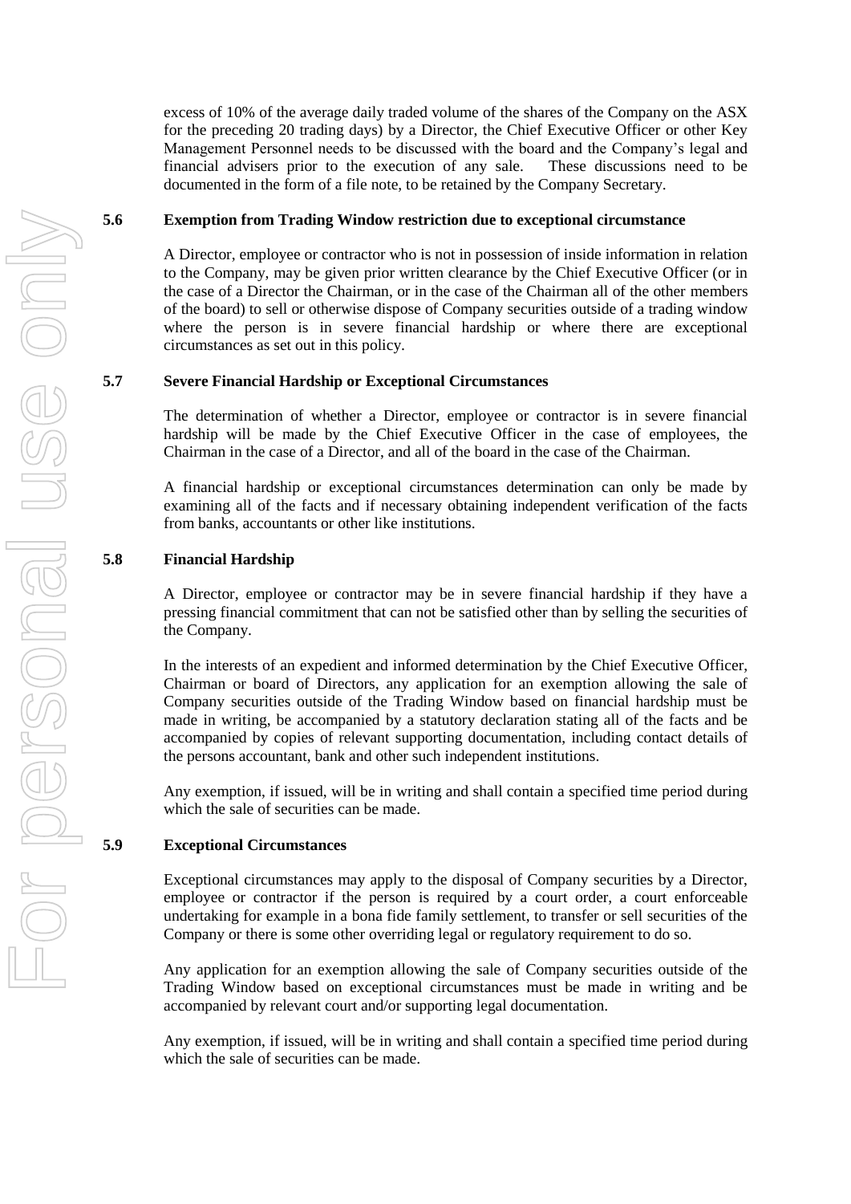excess of 10% of the average daily traded volume of the shares of the Company on the ASX for the preceding 20 trading days) by a Director, the Chief Executive Officer or other Key Management Personnel needs to be discussed with the board and the Company's legal and financial advisers prior to the execution of any sale. These discussions need to be documented in the form of a file note, to be retained by the Company Secretary.

### 5.6 Exemption from Trading Window restriction due to exceptional circumstance

A Director, employee or contractor who is not in possession of inside information in relation to the Company, may be given prior written clearance by the Chief Executive Officer (or in the case of a Director the Chairman, or in the case of the Chairman all of the other members of the board) to sell or otherwise dispose of Company securities outside of a trading window where the person is in severe financial hardship or where there are exceptional circumstances as set out in this policy.

### 5.7 Severe Financial Hardship or Exceptional Circumstances

The determination of whether a Director, employee or contractor is in severe financial hardship will be made by the Chief Executive Officer in the case of employees, the Chairman in the case of a Director, and all of the board in the case of the Chairman.

A financial hardship or exceptional circumstances determination can only be made by examining all of the facts and if necessary obtaining independent verification of the facts from banks, accountants or other like institutions.

### 5.8 Financial Hardship

A Director, employee or contractor may be in severe financial hardship if they have a pressing financial commitment that can not be satisfied other than by selling the securities of the Company.

In the interests of an expedient and informed determination by the Chief Executive Officer, Chairman or board of Directors, any application for an exemption allowing the sale of Company securities outside of the Trading Window based on financial hardship must be made in writing, be accompanied by a statutory declaration stating all of the facts and be accompanied by copies of relevant supporting documentation, including contact details of the persons accountant, bank and other such independent institutions.

Any exemption, if issued, will be in writing and shall contain a specified time period during which the sale of securities can be made.

### 5.9 Exceptional Circumstances

Exceptional circumstances may apply to the disposal of Company securities by a Director, employee or contractor if the person is required by a court order, a court enforceable undertaking for example in a bona fide family settlement, to transfer or sell securities of the Company or there is some other overriding legal or regulatory requirement to do so.

Any application for an exemption allowing the sale of Company securities outside of the Trading Window based on exceptional circumstances must be made in writing and be accompanied by relevant court and/or supporting legal documentation.

Any exemption, if issued, will be in writing and shall contain a specified time period during which the sale of securities can be made.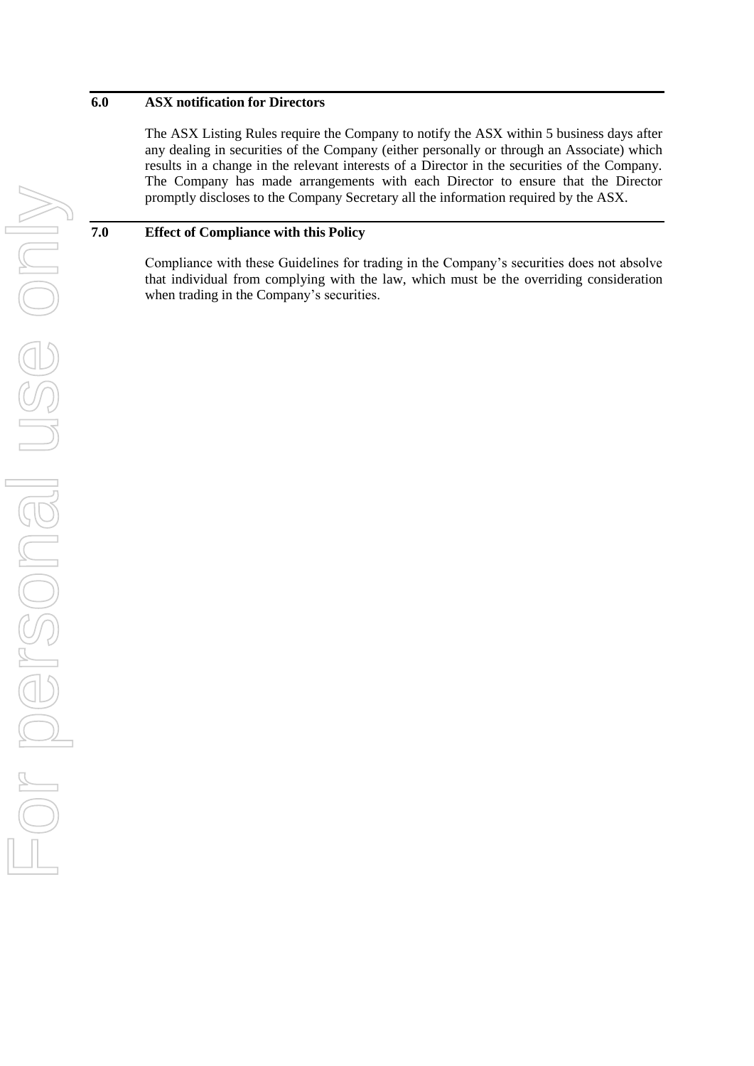## 6.0 ASX notification for Directors

The ASX Listing Rules require the Company to notify the ASX within 5 business days after any dealing in securities of the Company (either personally or through an Associate) which results in a change in the relevant interests of a Director in the securities of the Company. The Company has made arrangements with each Director to ensure that the Director promptly discloses to the Company Secretary all the information required by the ASX.

## 7.0 Effect of Compliance with this Policy

Compliance with these Guidelines for trading in the Company's securities does not absolve that individual from complying with the law, which must be the overriding consideration when trading in the Company's securities.